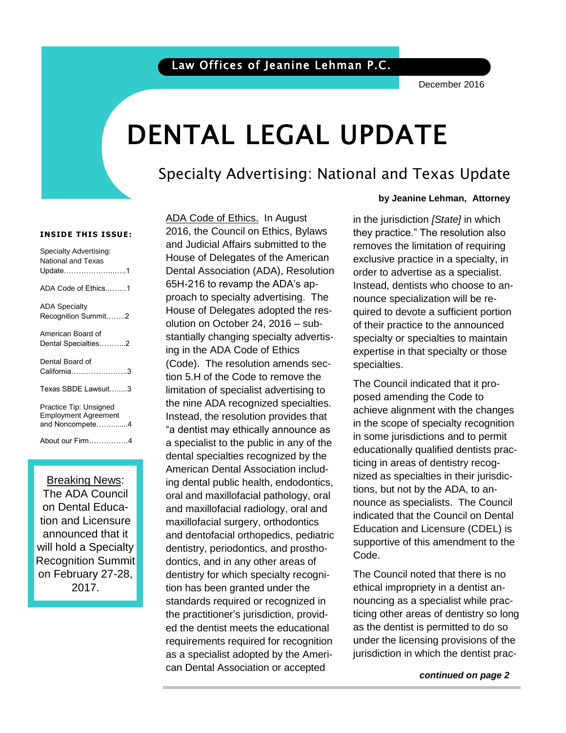Law Offices of Jeanine Lehman P.C.

December 2016

# DENTAL LEGAL UPDATE

## Specialty Advertising: National and Texas Update

**by Jeanine Lehman, Attorney**

**INSIDE THIS ISSUE:**

- Specialty Advertising: National and Texas Update……………………..1
- ADA Code of Ethics………1
- ADA Specialty Recognition Summit……..2
- American Board of Dental Specialties………..2
- Dental Board of California…………………..3
- Texas SBDE Lawsuit……..3
- Practice Tip: Unsigned Employment Agreement and Noncompete………....4
- About our Firm…………….4

Breaking News: The ADA Council on Dental Education and Licensure announced that it will hold a Specialty Recognition Summit on February 27-28, 2017.

ADA Code of Ethics. In August 2016, the Council on Ethics, Bylaws and Judicial Affairs submitted to the House of Delegates of the American Dental Association (ADA), Resolution 65H-216 to revamp the ADA's approach to specialty advertising. The House of Delegates adopted the resolution on October 24, 2016 – substantially changing specialty advertising in the ADA Code of Ethics (Code). The resolution amends section 5.H of the Code to remove the limitation of specialist advertising to the nine ADA recognized specialties. Instead, the resolution provides that "a dentist may ethically announce as a specialist to the public in any of the dental specialties recognized by the American Dental Association including dental public health, endodontics, oral and maxillofacial pathology, oral and maxillofacial radiology, oral and maxillofacial surgery, orthodontics and dentofacial orthopedics, pediatric dentistry, periodontics, and prosthodontics, and in any other areas of dentistry for which specialty recognition has been granted under the standards required or recognized in the practitioner's jurisdiction, provided the dentist meets the educational requirements required for recognition as a specialist adopted by the American Dental Association or accepted in the jurisdiction *[State]* in which they practice." The resolution also removes the limitation of requiring exclusive practice in a specialty, in order to advertise as a specialist. Instead, dentists who choose to announce specialization will be required to devote a sufficient portion of their practice to the announced specialty or specialties to maintain expertise in that specialty or those specialties.

The Council indicated that it proposed amending the Code to achieve alignment with the changes in the scope of specialty recognition in some jurisdictions and to permit educationally qualified dentists practicing in areas of dentistry recognized as specialties in their jurisdictions, but not by the ADA, to announce as specialists. The Council indicated that the Council on Dental Education and Licensure (CDEL) is supportive of this amendment to the Code.

The Council noted that there is no ethical impropriety in a dentist announcing as a specialist while practicing other areas of dentistry so long as the dentist is permitted to do so under the licensing provisions of the jurisdiction in which the dentist prac-

***continued on page 2***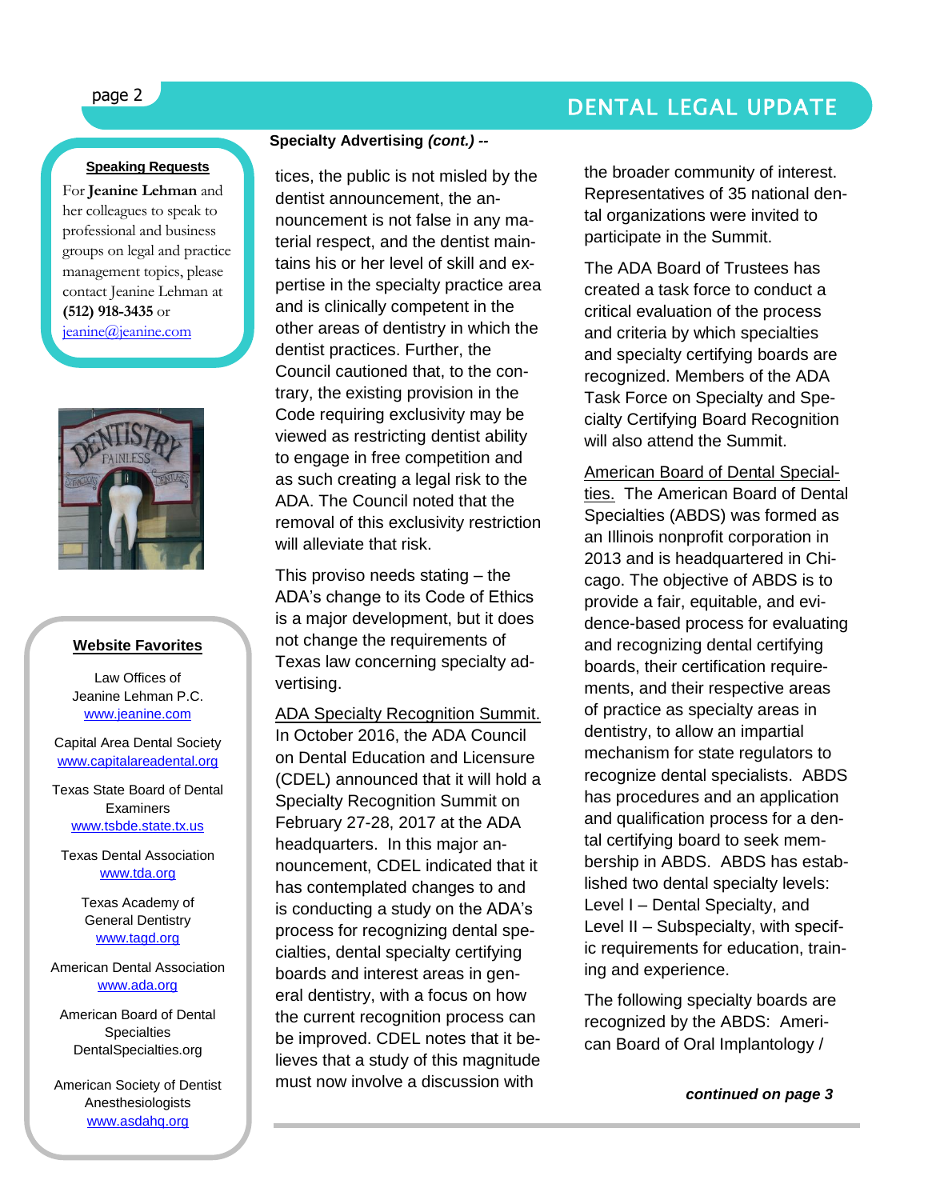### Speaking Requests

For **Jeanine Lehman** and her colleagues to speak to professional and business groups on legal and practice management topics, please contact Jeanine Lehman at **(512) 918-3435** or jeanine@jeanine.com

### Website Favorites

Law Offices of Jeanine Lehman P.C.
www.jeanine.com

Capital Area Dental Society
www.capitalareadental.org

Texas State Board of Dental Examiners
www.tsbde.state.tx.us

Texas Dental Association
www.tda.org

Texas Academy of General Dentistry
www.tagd.org

American Dental Association
www.ada.org

American Board of Dental Specialties
DentalSpecialties.org

American Society of Dentist Anesthesiologists
www.asdahq.org

**Specialty Advertising *(cont.)* --**

tices, the public is not misled by the dentist announcement, the announcement is not false in any material respect, and the dentist maintains his or her level of skill and expertise in the specialty practice area and is clinically competent in the other areas of dentistry in which the dentist practices. Further, the Council cautioned that, to the contrary, the existing provision in the Code requiring exclusivity may be viewed as restricting dentist ability to engage in free competition and as such creating a legal risk to the ADA. The Council noted that the removal of this exclusivity restriction will alleviate that risk.

This proviso needs stating – the ADA's change to its Code of Ethics is a major development, but it does not change the requirements of Texas law concerning specialty advertising.

ADA Specialty Recognition Summit. In October 2016, the ADA Council on Dental Education and Licensure (CDEL) announced that it will hold a Specialty Recognition Summit on February 27-28, 2017 at the ADA headquarters. In this major announcement, CDEL indicated that it has contemplated changes to and is conducting a study on the ADA's process for recognizing dental specialties, dental specialty certifying boards and interest areas in general dentistry, with a focus on how the current recognition process can be improved. CDEL notes that it believes that a study of this magnitude must now involve a discussion with the broader community of interest. Representatives of 35 national dental organizations were invited to participate in the Summit.

The ADA Board of Trustees has created a task force to conduct a critical evaluation of the process and criteria by which specialties and specialty certifying boards are recognized. Members of the ADA Task Force on Specialty and Specialty Certifying Board Recognition will also attend the Summit.

American Board of Dental Specialties. The American Board of Dental Specialties (ABDS) was formed as an Illinois nonprofit corporation in 2013 and is headquartered in Chicago. The objective of ABDS is to provide a fair, equitable, and evidence-based process for evaluating and recognizing dental certifying boards, their certification requirements, and their respective areas of practice as specialty areas in dentistry, to allow an impartial mechanism for state regulators to recognize dental specialists. ABDS has procedures and an application and qualification process for a dental certifying board to seek membership in ABDS. ABDS has established two dental specialty levels: Level I – Dental Specialty, and Level II – Subspecialty, with specific requirements for education, training and experience.

The following specialty boards are recognized by the ABDS: American Board of Oral Implantology /

***continued on page 3***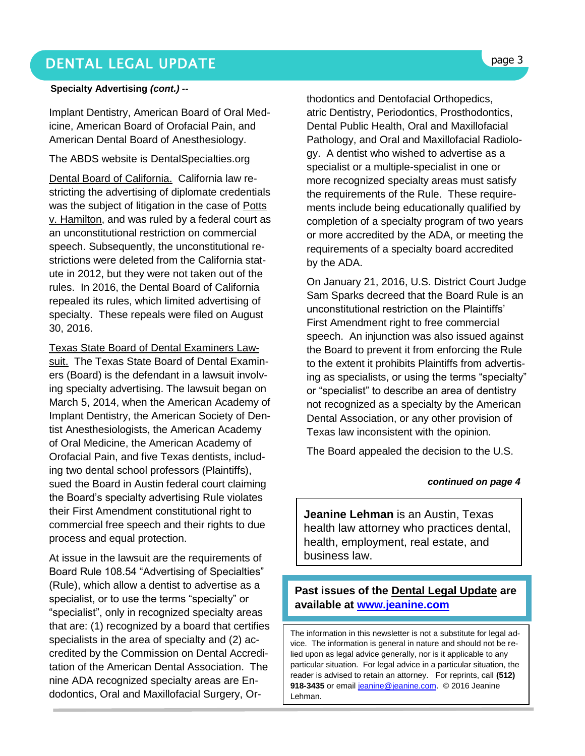**Specialty Advertising *(cont.)* --**

Implant Dentistry, American Board of Oral Medicine, American Board of Orofacial Pain, and American Dental Board of Anesthesiology.

The ABDS website is DentalSpecialties.org

Dental Board of California. California law restricting the advertising of diplomate credentials was the subject of litigation in the case of Potts v. Hamilton, and was ruled by a federal court as an unconstitutional restriction on commercial speech. Subsequently, the unconstitutional restrictions were deleted from the California statute in 2012, but they were not taken out of the rules. In 2016, the Dental Board of California repealed its rules, which limited advertising of specialty. These repeals were filed on August 30, 2016.

Texas State Board of Dental Examiners Lawsuit. The Texas State Board of Dental Examiners (Board) is the defendant in a lawsuit involving specialty advertising. The lawsuit began on March 5, 2014, when the American Academy of Implant Dentistry, the American Society of Dentist Anesthesiologists, the American Academy of Oral Medicine, the American Academy of Orofacial Pain, and five Texas dentists, including two dental school professors (Plaintiffs), sued the Board in Austin federal court claiming the Board's specialty advertising Rule violates their First Amendment constitutional right to commercial free speech and their rights to due process and equal protection.

At issue in the lawsuit are the requirements of Board Rule 108.54 "Advertising of Specialties" (Rule), which allow a dentist to advertise as a specialist, or to use the terms "specialty" or "specialist", only in recognized specialty areas that are: (1) recognized by a board that certifies specialists in the area of specialty and (2) accredited by the Commission on Dental Accreditation of the American Dental Association. The nine ADA recognized specialty areas are Endodontics, Oral and Maxillofacial Surgery, Orthodontics and Dentofacial Orthopedics, atric Dentistry, Periodontics, Prosthodontics, Dental Public Health, Oral and Maxillofacial Pathology, and Oral and Maxillofacial Radiology. A dentist who wished to advertise as a specialist or a multiple-specialist in one or more recognized specialty areas must satisfy the requirements of the Rule. These requirements include being educationally qualified by completion of a specialty program of two years or more accredited by the ADA, or meeting the requirements of a specialty board accredited by the ADA.

On January 21, 2016, U.S. District Court Judge Sam Sparks decreed that the Board Rule is an unconstitutional restriction on the Plaintiffs' First Amendment right to free commercial speech. An injunction was also issued against the Board to prevent it from enforcing the Rule to the extent it prohibits Plaintiffs from advertising as specialists, or using the terms "specialty" or "specialist" to describe an area of dentistry not recognized as a specialty by the American Dental Association, or any other provision of Texas law inconsistent with the opinion.

The Board appealed the decision to the U.S.

***continued on page 4***

**Jeanine Lehman** is an Austin, Texas health law attorney who practices dental, health, employment, real estate, and business law.

**Past issues of the Dental Legal Update are available at www.jeanine.com**

The information in this newsletter is not a substitute for legal advice. The information is general in nature and should not be relied upon as legal advice generally, nor is it applicable to any particular situation. For legal advice in a particular situation, the reader is advised to retain an attorney. For reprints, call **(512) 918-3435** or email jeanine@jeanine.com. © 2016 Jeanine Lehman.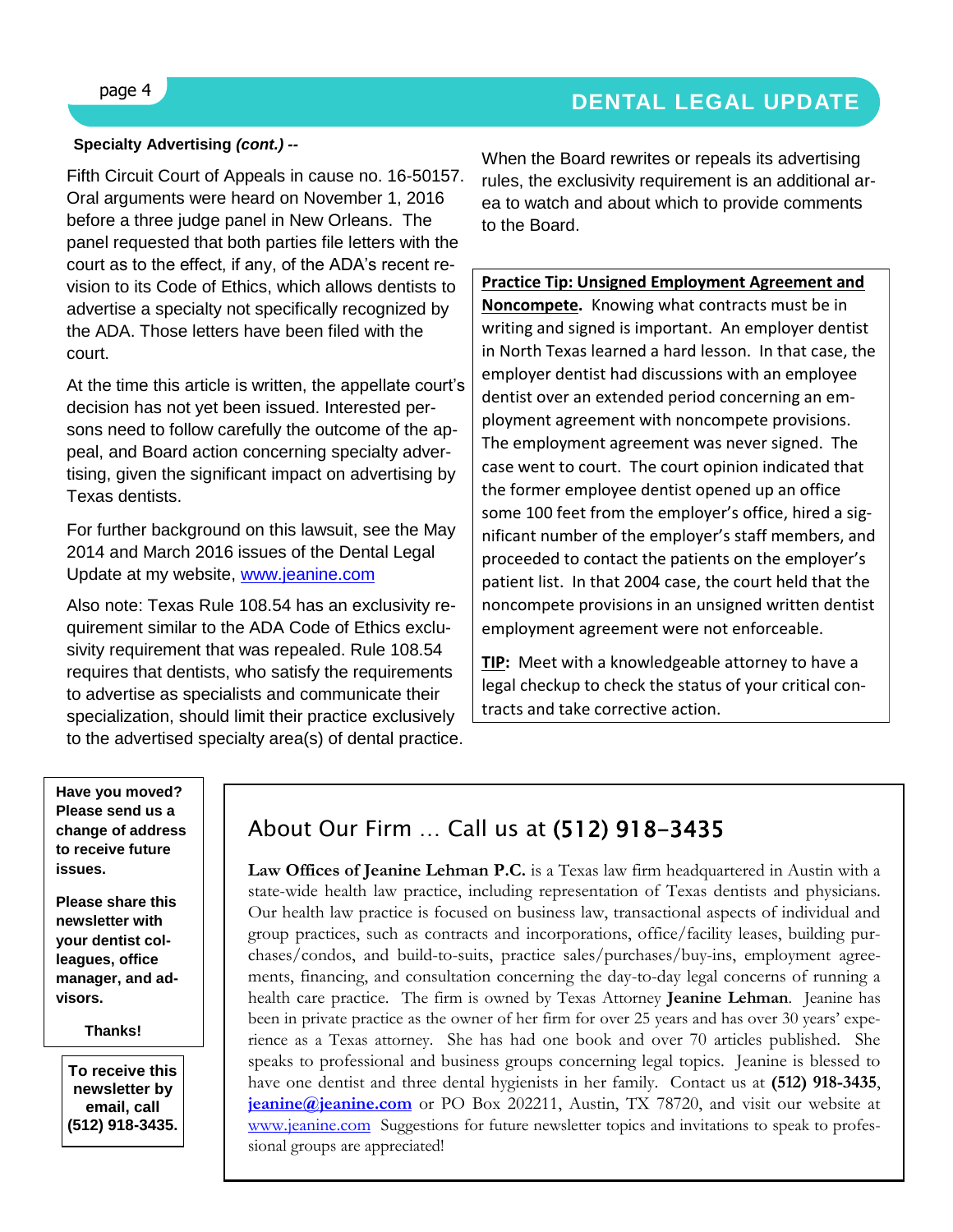**Specialty Advertising *(cont.)* --**

Fifth Circuit Court of Appeals in cause no. 16-50157. Oral arguments were heard on November 1, 2016 before a three judge panel in New Orleans. The panel requested that both parties file letters with the court as to the effect, if any, of the ADA's recent revision to its Code of Ethics, which allows dentists to advertise a specialty not specifically recognized by the ADA. Those letters have been filed with the court.

At the time this article is written, the appellate court's decision has not yet been issued. Interested persons need to follow carefully the outcome of the appeal, and Board action concerning specialty advertising, given the significant impact on advertising by Texas dentists.

For further background on this lawsuit, see the May 2014 and March 2016 issues of the Dental Legal Update at my website, www.jeanine.com

Also note: Texas Rule 108.54 has an exclusivity requirement similar to the ADA Code of Ethics exclusivity requirement that was repealed. Rule 108.54 requires that dentists, who satisfy the requirements to advertise as specialists and communicate their specialization, should limit their practice exclusively to the advertised specialty area(s) of dental practice. When the Board rewrites or repeals its advertising rules, the exclusivity requirement is an additional area to watch and about which to provide comments to the Board.

**Practice Tip: Unsigned Employment Agreement and Noncompete.** Knowing what contracts must be in writing and signed is important. An employer dentist in North Texas learned a hard lesson. In that case, the employer dentist had discussions with an employee dentist over an extended period concerning an employment agreement with noncompete provisions. The employment agreement was never signed. The case went to court. The court opinion indicated that the former employee dentist opened up an office some 100 feet from the employer's office, hired a significant number of the employer's staff members, and proceeded to contact the patients on the employer's patient list. In that 2004 case, the court held that the noncompete provisions in an unsigned written dentist employment agreement were not enforceable.

**TIP:** Meet with a knowledgeable attorney to have a legal checkup to check the status of your critical contracts and take corrective action.

**Have you moved? Please send us a change of address to receive future issues.**

**Please share this newsletter with your dentist colleagues, office manager, and advisors.**

**Thanks!**

**To receive this newsletter by email, call (512) 918-3435.**

## About Our Firm … Call us at (512) 918-3435

**Law Offices of Jeanine Lehman P.C.** is a Texas law firm headquartered in Austin with a state-wide health law practice, including representation of Texas dentists and physicians. Our health law practice is focused on business law, transactional aspects of individual and group practices, such as contracts and incorporations, office/facility leases, building purchases/condos, and build-to-suits, practice sales/purchases/buy-ins, employment agreements, financing, and consultation concerning the day-to-day legal concerns of running a health care practice. The firm is owned by Texas Attorney **Jeanine Lehman**. Jeanine has been in private practice as the owner of her firm for over 25 years and has over 30 years' experience as a Texas attorney. She has had one book and over 70 articles published. She speaks to professional and business groups concerning legal topics. Jeanine is blessed to have one dentist and three dental hygienists in her family. Contact us at **(512) 918-3435**, **jeanine@jeanine.com** or PO Box 202211, Austin, TX 78720, and visit our website at www.jeanine.com Suggestions for future newsletter topics and invitations to speak to professional groups are appreciated!